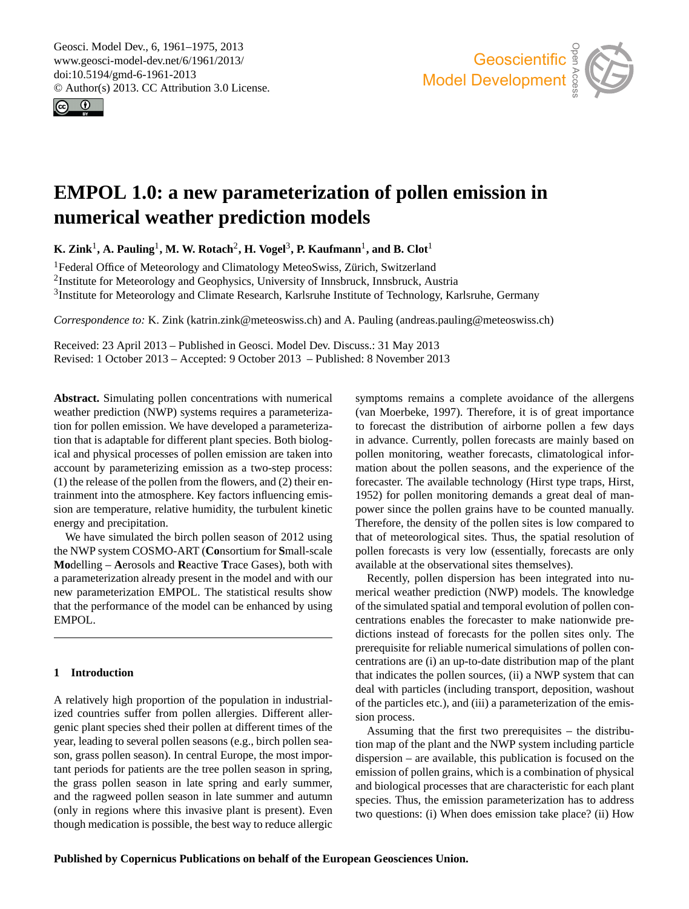# EMPOL 1.0: a new parameterization of pollen emission in numerical weather prediction models

**K. Zink[1], A. Pauling[1], M. W. Rotach[2], H. Vogel[3], P. Kaufmann[1], and B. Clot[1]**

[1]Federal Office of Meteorology and Climatology MeteoSwiss, Zürich, Switzerland
[2]Institute for Meteorology and Geophysics, University of Innsbruck, Innsbruck, Austria
[3]Institute for Meteorology and Climate Research, Karlsruhe Institute of Technology, Karlsruhe, Germany

*Correspondence to:* K. Zink (katrin.zink@meteoswiss.ch) and A. Pauling (andreas.pauling@meteoswiss.ch)

Received: 23 April 2013 – Published in Geosci. Model Dev. Discuss.: 31 May 2013
Revised: 1 October 2013 – Accepted: 9 October 2013 – Published: 8 November 2013

**Abstract.** Simulating pollen concentrations with numerical weather prediction (NWP) systems requires a parameterization for pollen emission. We have developed a parameterization that is adaptable for different plant species. Both biological and physical processes of pollen emission are taken into account by parameterizing emission as a two-step process: (1) the release of the pollen from the flowers, and (2) their entrainment into the atmosphere. Key factors influencing emission are temperature, relative humidity, the turbulent kinetic energy and precipitation.

We have simulated the birch pollen season of 2012 using the NWP system COSMO-ART (**Co**nsortium for **S**mall-scale **Mo**delling – **A**erosols and **R**eactive **T**race Gases), both with a parameterization already present in the model and with our new parameterization EMPOL. The statistical results show that the performance of the model can be enhanced by using EMPOL.

## 1 Introduction

A relatively high proportion of the population in industrialized countries suffer from pollen allergies. Different allergenic plant species shed their pollen at different times of the year, leading to several pollen seasons (e.g., birch pollen season, grass pollen season). In central Europe, the most important periods for patients are the tree pollen season in spring, the grass pollen season in late spring and early summer, and the ragweed pollen season in late summer and autumn (only in regions where this invasive plant is present). Even though medication is possible, the best way to reduce allergic symptoms remains a complete avoidance of the allergens (van Moerbeke, 1997). Therefore, it is of great importance to forecast the distribution of airborne pollen a few days in advance. Currently, pollen forecasts are mainly based on pollen monitoring, weather forecasts, climatological information about the pollen seasons, and the experience of the forecaster. The available technology (Hirst type traps, Hirst, 1952) for pollen monitoring demands a great deal of manpower since the pollen grains have to be counted manually. Therefore, the density of the pollen sites is low compared to that of meteorological sites. Thus, the spatial resolution of pollen forecasts is very low (essentially, forecasts are only available at the observational sites themselves).

Recently, pollen dispersion has been integrated into numerical weather prediction (NWP) models. The knowledge of the simulated spatial and temporal evolution of pollen concentrations enables the forecaster to make nationwide predictions instead of forecasts for the pollen sites only. The prerequisite for reliable numerical simulations of pollen concentrations are (i) an up-to-date distribution map of the plant that indicates the pollen sources, (ii) a NWP system that can deal with particles (including transport, deposition, washout of the particles etc.), and (iii) a parameterization of the emission process.

Assuming that the first two prerequisites – the distribution map of the plant and the NWP system including particle dispersion – are available, this publication is focused on the emission of pollen grains, which is a combination of physical and biological processes that are characteristic for each plant species. Thus, the emission parameterization has to address two questions: (i) When does emission take place? (ii) How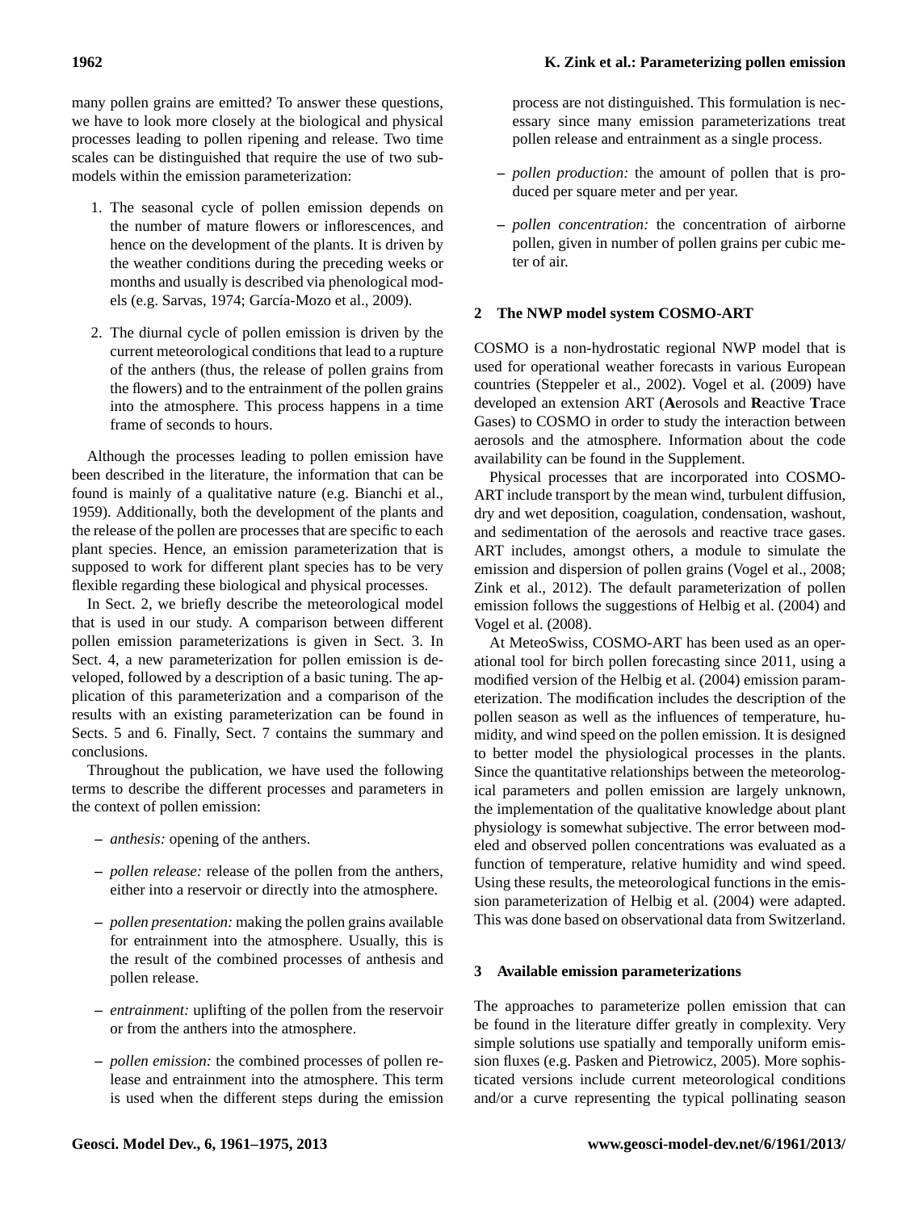many pollen grains are emitted? To answer these questions, we have to look more closely at the biological and physical processes leading to pollen ripening and release. Two time scales can be distinguished that require the use of two submodels within the emission parameterization:

1. The seasonal cycle of pollen emission depends on the number of mature flowers or inflorescences, and hence on the development of the plants. It is driven by the weather conditions during the preceding weeks or months and usually is described via phenological models (e.g. Sarvas, 1974; García-Mozo et al., 2009).

2. The diurnal cycle of pollen emission is driven by the current meteorological conditions that lead to a rupture of the anthers (thus, the release of pollen grains from the flowers) and to the entrainment of the pollen grains into the atmosphere. This process happens in a time frame of seconds to hours.

Although the processes leading to pollen emission have been described in the literature, the information that can be found is mainly of a qualitative nature (e.g. Bianchi et al., 1959). Additionally, both the development of the plants and the release of the pollen are processes that are specific to each plant species. Hence, an emission parameterization that is supposed to work for different plant species has to be very flexible regarding these biological and physical processes.

In Sect. 2, we briefly describe the meteorological model that is used in our study. A comparison between different pollen emission parameterizations is given in Sect. 3. In Sect. 4, a new parameterization for pollen emission is developed, followed by a description of a basic tuning. The application of this parameterization and a comparison of the results with an existing parameterization can be found in Sects. 5 and 6. Finally, Sect. 7 contains the summary and conclusions.

Throughout the publication, we have used the following terms to describe the different processes and parameters in the context of pollen emission:

- *anthesis:* opening of the anthers.
- *pollen release:* release of the pollen from the anthers, either into a reservoir or directly into the atmosphere.
- *pollen presentation:* making the pollen grains available for entrainment into the atmosphere. Usually, this is the result of the combined processes of anthesis and pollen release.
- *entrainment:* uplifting of the pollen from the reservoir or from the anthers into the atmosphere.
- *pollen emission:* the combined processes of pollen release and entrainment into the atmosphere. This term is used when the different steps during the emission process are not distinguished. This formulation is necessary since many emission parameterizations treat pollen release and entrainment as a single process.
- *pollen production:* the amount of pollen that is produced per square meter and per year.
- *pollen concentration:* the concentration of airborne pollen, given in number of pollen grains per cubic meter of air.

## 2 The NWP model system COSMO-ART

COSMO is a non-hydrostatic regional NWP model that is used for operational weather forecasts in various European countries (Steppeler et al., 2002). Vogel et al. (2009) have developed an extension ART (**A**erosols and **R**eactive **T**race Gases) to COSMO in order to study the interaction between aerosols and the atmosphere. Information about the code availability can be found in the Supplement.

Physical processes that are incorporated into COSMO-ART include transport by the mean wind, turbulent diffusion, dry and wet deposition, coagulation, condensation, washout, and sedimentation of the aerosols and reactive trace gases. ART includes, amongst others, a module to simulate the emission and dispersion of pollen grains (Vogel et al., 2008; Zink et al., 2012). The default parameterization of pollen emission follows the suggestions of Helbig et al. (2004) and Vogel et al. (2008).

At MeteoSwiss, COSMO-ART has been used as an operational tool for birch pollen forecasting since 2011, using a modified version of the Helbig et al. (2004) emission parameterization. The modification includes the description of the pollen season as well as the influences of temperature, humidity, and wind speed on the pollen emission. It is designed to better model the physiological processes in the plants. Since the quantitative relationships between the meteorological parameters and pollen emission are largely unknown, the implementation of the qualitative knowledge about plant physiology is somewhat subjective. The error between modeled and observed pollen concentrations was evaluated as a function of temperature, relative humidity and wind speed. Using these results, the meteorological functions in the emission parameterization of Helbig et al. (2004) were adapted. This was done based on observational data from Switzerland.

## 3 Available emission parameterizations

The approaches to parameterize pollen emission that can be found in the literature differ greatly in complexity. Very simple solutions use spatially and temporally uniform emission fluxes (e.g. Pasken and Pietrowicz, 2005). More sophisticated versions include current meteorological conditions and/or a curve representing the typical pollinating season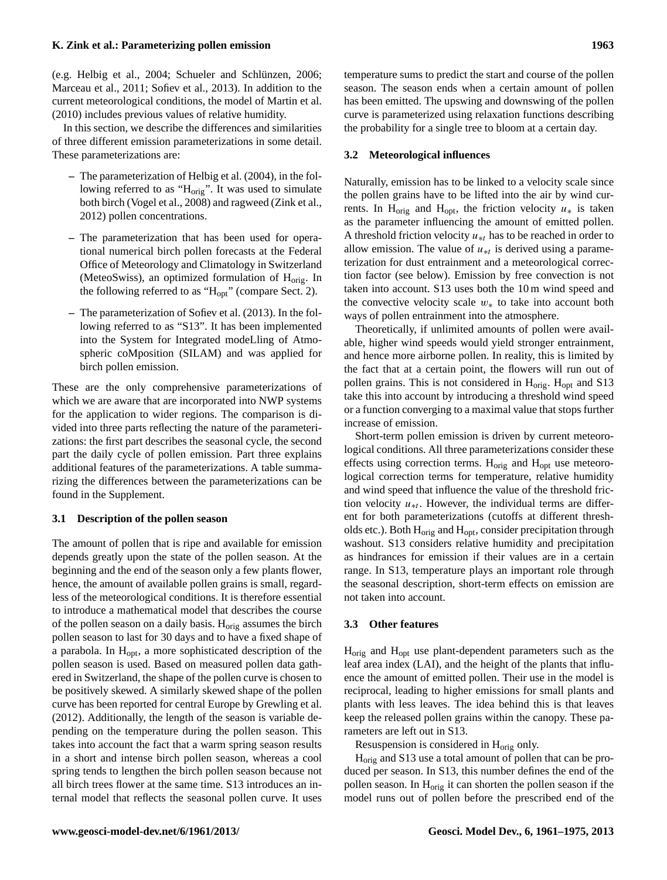(e.g. Helbig et al., 2004; Schueler and Schlünzen, 2006; Marceau et al., 2011; Sofiev et al., 2013). In addition to the current meteorological conditions, the model of Martin et al. (2010) includes previous values of relative humidity.

In this section, we describe the differences and similarities of three different emission parameterizations in some detail. These parameterizations are:

- The parameterization of Helbig et al. (2004), in the following referred to as "$H_{orig}$". It was used to simulate both birch (Vogel et al., 2008) and ragweed (Zink et al., 2012) pollen concentrations.
- The parameterization that has been used for operational numerical birch pollen forecasts at the Federal Office of Meteorology and Climatology in Switzerland (MeteoSwiss), an optimized formulation of $H_{orig}$. In the following referred to as "$H_{opt}$" (compare Sect. 2).
- The parameterization of Sofiev et al. (2013). In the following referred to as "S13". It has been implemented into the System for Integrated modeLling of Atmospheric coMposition (SILAM) and was applied for birch pollen emission.

These are the only comprehensive parameterizations of which we are aware that are incorporated into NWP systems for the application to wider regions. The comparison is divided into three parts reflecting the nature of the parameterizations: the first part describes the seasonal cycle, the second part the daily cycle of pollen emission. Part three explains additional features of the parameterizations. A table summarizing the differences between the parameterizations can be found in the Supplement.

### 3.1 Description of the pollen season

The amount of pollen that is ripe and available for emission depends greatly upon the state of the pollen season. At the beginning and the end of the season only a few plants flower, hence, the amount of available pollen grains is small, regardless of the meteorological conditions. It is therefore essential to introduce a mathematical model that describes the course of the pollen season on a daily basis. $H_{orig}$ assumes the birch pollen season to last for 30 days and to have a fixed shape of a parabola. In $H_{opt}$, a more sophisticated description of the pollen season is used. Based on measured pollen data gathered in Switzerland, the shape of the pollen curve is chosen to be positively skewed. A similarly skewed shape of the pollen curve has been reported for central Europe by Grewling et al. (2012). Additionally, the length of the season is variable depending on the temperature during the pollen season. This takes into account the fact that a warm spring season results in a short and intense birch pollen season, whereas a cool spring tends to lengthen the birch pollen season because not all birch trees flower at the same time. S13 introduces an internal model that reflects the seasonal pollen curve. It uses temperature sums to predict the start and course of the pollen season. The season ends when a certain amount of pollen has been emitted. The upswing and downswing of the pollen curve is parameterized using relaxation functions describing the probability for a single tree to bloom at a certain day.

### 3.2 Meteorological influences

Naturally, emission has to be linked to a velocity scale since the pollen grains have to be lifted into the air by wind currents. In $H_{orig}$ and $H_{opt}$, the friction velocity $u_*$ is taken as the parameter influencing the amount of emitted pollen. A threshold friction velocity $u_{*t}$ has to be reached in order to allow emission. The value of $u_{*t}$ is derived using a parameterization for dust entrainment and a meteorological correction factor (see below). Emission by free convection is not taken into account. S13 uses both the 10 m wind speed and the convective velocity scale $w_*$ to take into account both ways of pollen entrainment into the atmosphere.

Theoretically, if unlimited amounts of pollen were available, higher wind speeds would yield stronger entrainment, and hence more airborne pollen. In reality, this is limited by the fact that at a certain point, the flowers will run out of pollen grains. This is not considered in $H_{orig}$. $H_{opt}$ and S13 take this into account by introducing a threshold wind speed or a function converging to a maximal value that stops further increase of emission.

Short-term pollen emission is driven by current meteorological conditions. All three parameterizations consider these effects using correction terms. $H_{orig}$ and $H_{opt}$ use meteorological correction terms for temperature, relative humidity and wind speed that influence the value of the threshold friction velocity $u_{*t}$. However, the individual terms are different for both parameterizations (cutoffs at different thresholds etc.). Both $H_{orig}$ and $H_{opt}$, consider precipitation through washout. S13 considers relative humidity and precipitation as hindrances for emission if their values are in a certain range. In S13, temperature plays an important role through the seasonal description, short-term effects on emission are not taken into account.

### 3.3 Other features

$H_{orig}$ and $H_{opt}$ use plant-dependent parameters such as the leaf area index (LAI), and the height of the plants that influence the amount of emitted pollen. Their use in the model is reciprocal, leading to higher emissions for small plants and plants with less leaves. The idea behind this is that leaves keep the released pollen grains within the canopy. These parameters are left out in S13.

Resuspension is considered in $H_{orig}$ only.

$H_{orig}$ and S13 use a total amount of pollen that can be produced per season. In S13, this number defines the end of the pollen season. In $H_{orig}$ it can shorten the pollen season if the model runs out of pollen before the prescribed end of the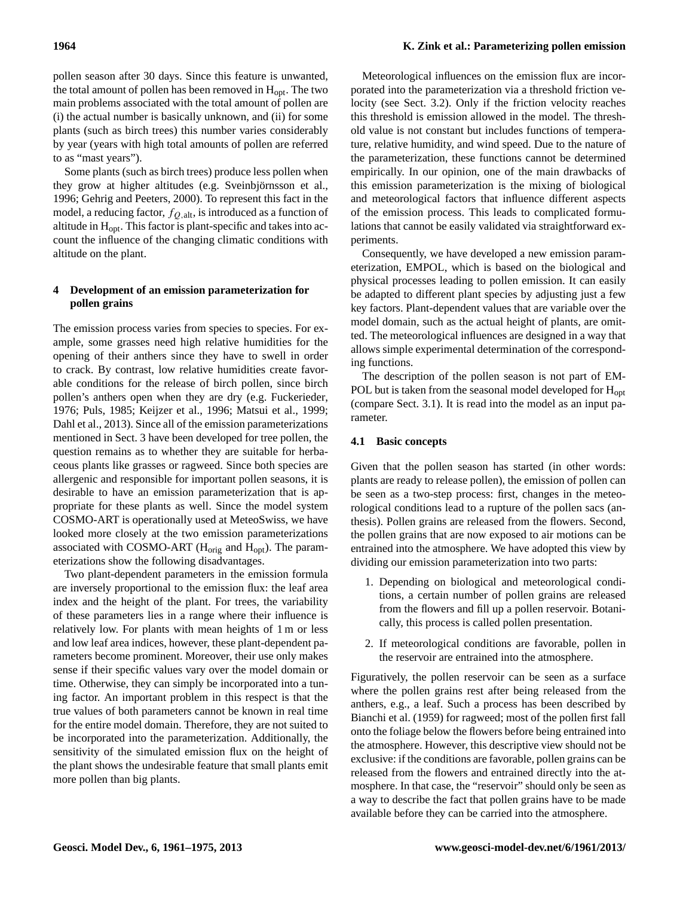pollen season after 30 days. Since this feature is unwanted, the total amount of pollen has been removed in $H_{opt}$. The two main problems associated with the total amount of pollen are (i) the actual number is basically unknown, and (ii) for some plants (such as birch trees) this number varies considerably by year (years with high total amounts of pollen are referred to as "mast years").

Some plants (such as birch trees) produce less pollen when they grow at higher altitudes (e.g. Sveinbjörnsson et al., 1996; Gehrig and Peeters, 2000). To represent this fact in the model, a reducing factor, $f_{Q,\mathrm{alt}}$, is introduced as a function of altitude in $H_{opt}$. This factor is plant-specific and takes into account the influence of the changing climatic conditions with altitude on the plant.

## 4 Development of an emission parameterization for pollen grains

The emission process varies from species to species. For example, some grasses need high relative humidities for the opening of their anthers since they have to swell in order to crack. By contrast, low relative humidities create favorable conditions for the release of birch pollen, since birch pollen's anthers open when they are dry (e.g. Fuckerieder, 1976; Puls, 1985; Keijzer et al., 1996; Matsui et al., 1999; Dahl et al., 2013). Since all of the emission parameterizations mentioned in Sect. 3 have been developed for tree pollen, the question remains as to whether they are suitable for herbaceous plants like grasses or ragweed. Since both species are allergenic and responsible for important pollen seasons, it is desirable to have an emission parameterization that is appropriate for these plants as well. Since the model system COSMO-ART is operationally used at MeteoSwiss, we have looked more closely at the two emission parameterizations associated with COSMO-ART ($H_{orig}$ and $H_{opt}$). The parameterizations show the following disadvantages.

Two plant-dependent parameters in the emission formula are inversely proportional to the emission flux: the leaf area index and the height of the plant. For trees, the variability of these parameters lies in a range where their influence is relatively low. For plants with mean heights of 1 m or less and low leaf area indices, however, these plant-dependent parameters become prominent. Moreover, their use only makes sense if their specific values vary over the model domain or time. Otherwise, they can simply be incorporated into a tuning factor. An important problem in this respect is that the true values of both parameters cannot be known in real time for the entire model domain. Therefore, they are not suited to be incorporated into the parameterization. Additionally, the sensitivity of the simulated emission flux on the height of the plant shows the undesirable feature that small plants emit more pollen than big plants.

Meteorological influences on the emission flux are incorporated into the parameterization via a threshold friction velocity (see Sect. 3.2). Only if the friction velocity reaches this threshold is emission allowed in the model. The threshold value is not constant but includes functions of temperature, relative humidity, and wind speed. Due to the nature of the parameterization, these functions cannot be determined empirically. In our opinion, one of the main drawbacks of this emission parameterization is the mixing of biological and meteorological factors that influence different aspects of the emission process. This leads to complicated formulations that cannot be easily validated via straightforward experiments.

Consequently, we have developed a new emission parameterization, EMPOL, which is based on the biological and physical processes leading to pollen emission. It can easily be adapted to different plant species by adjusting just a few key factors. Plant-dependent values that are variable over the model domain, such as the actual height of plants, are omitted. The meteorological influences are designed in a way that allows simple experimental determination of the corresponding functions.

The description of the pollen season is not part of EMPOL but is taken from the seasonal model developed for $H_{opt}$ (compare Sect. 3.1). It is read into the model as an input parameter.

### 4.1 Basic concepts

Given that the pollen season has started (in other words: plants are ready to release pollen), the emission of pollen can be seen as a two-step process: first, changes in the meteorological conditions lead to a rupture of the pollen sacs (anthesis). Pollen grains are released from the flowers. Second, the pollen grains that are now exposed to air motions can be entrained into the atmosphere. We have adopted this view by dividing our emission parameterization into two parts:

1. Depending on biological and meteorological conditions, a certain number of pollen grains are released from the flowers and fill up a pollen reservoir. Botanically, this process is called pollen presentation.
2. If meteorological conditions are favorable, pollen in the reservoir are entrained into the atmosphere.

Figuratively, the pollen reservoir can be seen as a surface where the pollen grains rest after being released from the anthers, e.g., a leaf. Such a process has been described by Bianchi et al. (1959) for ragweed; most of the pollen first fall onto the foliage below the flowers before being entrained into the atmosphere. However, this descriptive view should not be exclusive: if the conditions are favorable, pollen grains can be released from the flowers and entrained directly into the atmosphere. In that case, the "reservoir" should only be seen as a way to describe the fact that pollen grains have to be made available before they can be carried into the atmosphere.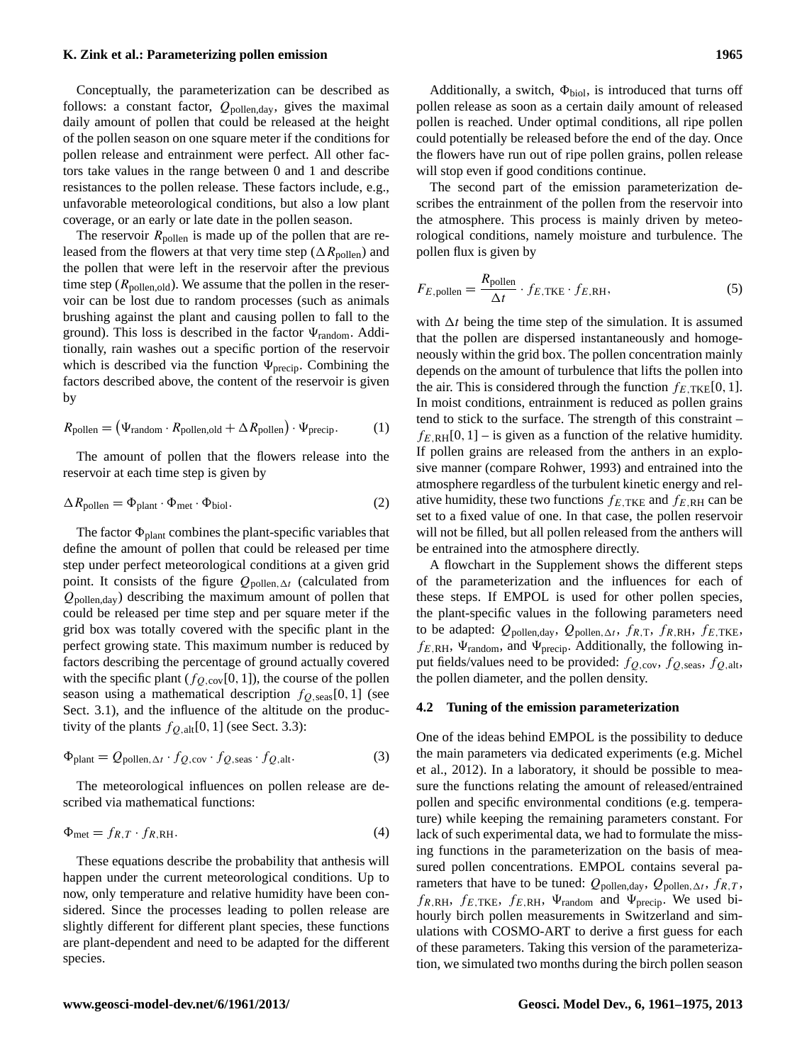Conceptually, the parameterization can be described as follows: a constant factor, $Q_{\text{pollen,day}}$, gives the maximal daily amount of pollen that could be released at the height of the pollen season on one square meter if the conditions for pollen release and entrainment were perfect. All other factors take values in the range between 0 and 1 and describe resistances to the pollen release. These factors include, e.g., unfavorable meteorological conditions, but also a low plant coverage, or an early or late date in the pollen season.

The reservoir $R_{\text{pollen}}$ is made up of the pollen that are released from the flowers at that very time step ($\Delta R_{\text{pollen}}$) and the pollen that were left in the reservoir after the previous time step ($R_{\text{pollen,old}}$). We assume that the pollen in the reservoir can be lost due to random processes (such as animals brushing against the plant and causing pollen to fall to the ground). This loss is described in the factor $\Psi_{\text{random}}$. Additionally, rain washes out a specific portion of the reservoir which is described via the function $\Psi_{\text{precip}}$. Combining the factors described above, the content of the reservoir is given by

$$R_{\text{pollen}} = \left(\Psi_{\text{random}} \cdot R_{\text{pollen,old}} + \Delta R_{\text{pollen}}\right) \cdot \Psi_{\text{precip}}. \tag{1}$$

The amount of pollen that the flowers release into the reservoir at each time step is given by

$$\Delta R_{\text{pollen}} = \Phi_{\text{plant}} \cdot \Phi_{\text{met}} \cdot \Phi_{\text{biol}}. \tag{2}$$

The factor $\Phi_{\text{plant}}$ combines the plant-specific variables that define the amount of pollen that could be released per time step under perfect meteorological conditions at a given grid point. It consists of the figure $Q_{\text{pollen},\Delta t}$ (calculated from $Q_{\text{pollen,day}}$) describing the maximum amount of pollen that could be released per time step and per square meter if the grid box was totally covered with the specific plant in the perfect growing state. This maximum number is reduced by factors describing the percentage of ground actually covered with the specific plant ($f_{Q,\text{cov}}[0,1]$), the course of the pollen season using a mathematical description $f_{Q,\text{seas}}[0,1]$ (see Sect. 3.1), and the influence of the altitude on the productivity of the plants $f_{Q,\text{alt}}[0,1]$ (see Sect. 3.3):

$$\Phi_{\text{plant}} = Q_{\text{pollen},\Delta t} \cdot f_{Q,\text{cov}} \cdot f_{Q,\text{seas}} \cdot f_{Q,\text{alt}}. \tag{3}$$

The meteorological influences on pollen release are described via mathematical functions:

$$\Phi_{\text{met}} = f_{R,T} \cdot f_{R,\text{RH}}. \tag{4}$$

These equations describe the probability that anthesis will happen under the current meteorological conditions. Up to now, only temperature and relative humidity have been considered. Since the processes leading to pollen release are slightly different for different plant species, these functions are plant-dependent and need to be adapted for the different species.

Additionally, a switch, $\Phi_{\text{biol}}$, is introduced that turns off pollen release as soon as a certain daily amount of released pollen is reached. Under optimal conditions, all ripe pollen could potentially be released before the end of the day. Once the flowers have run out of ripe pollen grains, pollen release will stop even if good conditions continue.

The second part of the emission parameterization describes the entrainment of the pollen from the reservoir into the atmosphere. This process is mainly driven by meteorological conditions, namely moisture and turbulence. The pollen flux is given by

$$F_{E,\text{pollen}} = \frac{R_{\text{pollen}}}{\Delta t} \cdot f_{E,\text{TKE}} \cdot f_{E,\text{RH}}, \tag{5}$$

with $\Delta t$ being the time step of the simulation. It is assumed that the pollen are dispersed instantaneously and homogeneously within the grid box. The pollen concentration mainly depends on the amount of turbulence that lifts the pollen into the air. This is considered through the function $f_{E,\text{TKE}}[0,1]$. In moist conditions, entrainment is reduced as pollen grains tend to stick to the surface. The strength of this constraint – $f_{E,\text{RH}}[0,1]$ – is given as a function of the relative humidity. If pollen grains are released from the anthers in an explosive manner (compare Rohwer, 1993) and entrained into the atmosphere regardless of the turbulent kinetic energy and relative humidity, these two functions $f_{E,\text{TKE}}$ and $f_{E,\text{RH}}$ can be set to a fixed value of one. In that case, the pollen reservoir will not be filled, but all pollen released from the anthers will be entrained into the atmosphere directly.

A flowchart in the Supplement shows the different steps of the parameterization and the influences for each of these steps. If EMPOL is used for other pollen species, the plant-specific values in the following parameters need to be adapted: $Q_{\text{pollen,day}}$, $Q_{\text{pollen},\Delta t}$, $f_{R,\text{T}}$, $f_{R,\text{RH}}$, $f_{E,\text{TKE}}$, $f_{E,\text{RH}}$, $\Psi_{\text{random}}$, and $\Psi_{\text{precip}}$. Additionally, the following input fields/values need to be provided: $f_{Q,\text{cov}}$, $f_{Q,\text{seas}}$, $f_{Q,\text{alt}}$, the pollen diameter, and the pollen density.

### 4.2 Tuning of the emission parameterization

One of the ideas behind EMPOL is the possibility to deduce the main parameters via dedicated experiments (e.g. Michel et al., 2012). In a laboratory, it should be possible to measure the functions relating the amount of released/entrained pollen and specific environmental conditions (e.g. temperature) while keeping the remaining parameters constant. For lack of such experimental data, we had to formulate the missing functions in the parameterization on the basis of measured pollen concentrations. EMPOL contains several parameters that have to be tuned: $Q_{\text{pollen,day}}$, $Q_{\text{pollen},\Delta t}$, $f_{R,T}$, $f_{R,\text{RH}}$, $f_{E,\text{TKE}}$, $f_{E,\text{RH}}$, $\Psi_{\text{random}}$ and $\Psi_{\text{precip}}$. We used bihourly birch pollen measurements in Switzerland and simulations with COSMO-ART to derive a first guess for each of these parameters. Taking this version of the parameterization, we simulated two months during the birch pollen season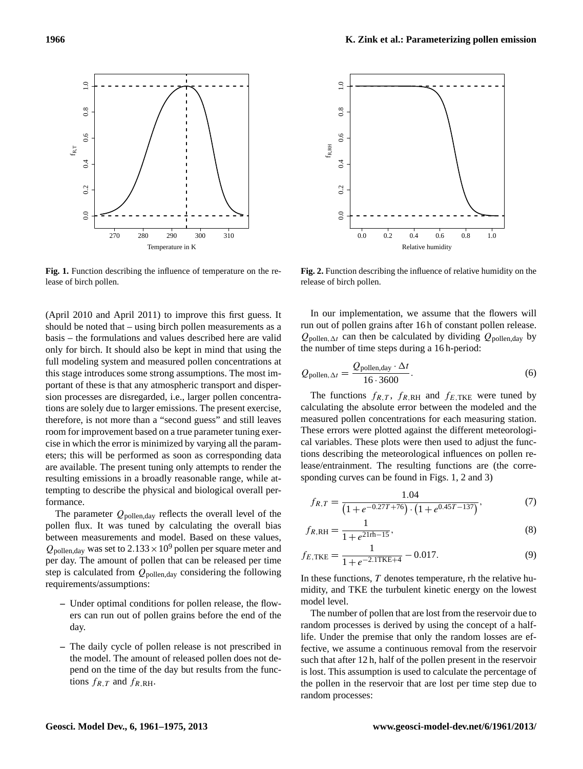**Fig. 1.** Function describing the influence of temperature on the release of birch pollen.

**Fig. 2.** Function describing the influence of relative humidity on the release of birch pollen.

(April 2010 and April 2011) to improve this first guess. It should be noted that – using birch pollen measurements as a basis – the formulations and values described here are valid only for birch. It should also be kept in mind that using the full modeling system and measured pollen concentrations at this stage introduces some strong assumptions. The most important of these is that any atmospheric transport and dispersion processes are disregarded, i.e., larger pollen concentrations are solely due to larger emissions. The present exercise, therefore, is not more than a "second guess" and still leaves room for improvement based on a true parameter tuning exercise in which the error is minimized by varying all the parameters; this will be performed as soon as corresponding data are available. The present tuning only attempts to render the resulting emissions in a broadly reasonable range, while attempting to describe the physical and biological overall performance.

The parameter $Q_{\mathrm{pollen,day}}$ reflects the overall level of the pollen flux. It was tuned by calculating the overall bias between measurements and model. Based on these values, $Q_{\mathrm{pollen,day}}$ was set to $2.133 \times 10^9$ pollen per square meter and per day. The amount of pollen that can be released per time step is calculated from $Q_{\mathrm{pollen,day}}$ considering the following requirements/assumptions:

- Under optimal conditions for pollen release, the flowers can run out of pollen grains before the end of the day.
- The daily cycle of pollen release is not prescribed in the model. The amount of released pollen does not depend on the time of the day but results from the functions $f_{R,T}$ and $f_{R,\mathrm{RH}}$.

In our implementation, we assume that the flowers will run out of pollen grains after 16 h of constant pollen release. $Q_{\mathrm{pollen},\Delta t}$ can then be calculated by dividing $Q_{\mathrm{pollen,day}}$ by the number of time steps during a 16 h-period:

$$Q_{\mathrm{pollen},\Delta t} = \frac{Q_{\mathrm{pollen,day}} \cdot \Delta t}{16 \cdot 3600}. \tag{6}$$

The functions $f_{R,T}$, $f_{R,\mathrm{RH}}$ and $f_{E,\mathrm{TKE}}$ were tuned by calculating the absolute error between the modeled and the measured pollen concentrations for each measuring station. These errors were plotted against the different meteorological variables. These plots were then used to adjust the functions describing the meteorological influences on pollen release/entrainment. The resulting functions are (the corresponding curves can be found in Figs. 1, 2 and 3)

$$f_{R,T} = \frac{1.04}{\left(1 + e^{-0.27T+76}\right) \cdot \left(1 + e^{0.45T-137}\right)}, \tag{7}$$

$$f_{R,\mathrm{RH}} = \frac{1}{1 + e^{21\mathrm{rh}-15}}, \tag{8}$$

$$f_{E,\mathrm{TKE}} = \frac{1}{1 + e^{-2.1\mathrm{TKE}+4}} - 0.017. \tag{9}$$

In these functions, $T$ denotes temperature, rh the relative humidity, and TKE the turbulent kinetic energy on the lowest model level.

The number of pollen that are lost from the reservoir due to random processes is derived by using the concept of a half-life. Under the premise that only the random losses are effective, we assume a continuous removal from the reservoir such that after 12 h, half of the pollen present in the reservoir is lost. This assumption is used to calculate the percentage of the pollen in the reservoir that are lost per time step due to random processes: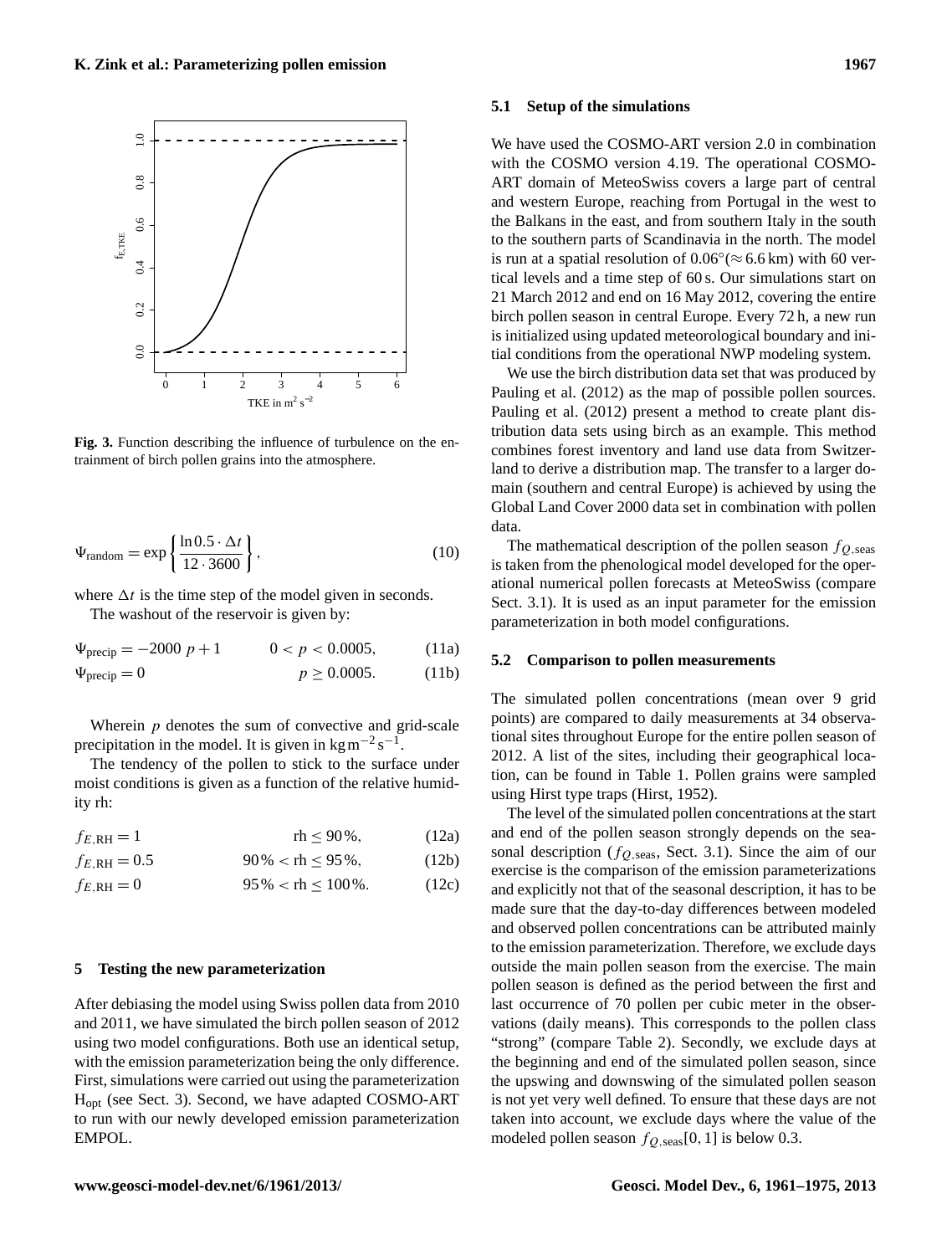**Fig. 3.** Function describing the influence of turbulence on the entrainment of birch pollen grains into the atmosphere.

$$\Psi_{\text{random}} = \exp\left\{\frac{\ln 0.5 \cdot \Delta t}{12 \cdot 3600}\right\}, \tag{10}$$

where $\Delta t$ is the time step of the model given in seconds.

The washout of the reservoir is given by:

$$\Psi_{\text{precip}} = -2000\ p + 1 \qquad 0 < p < 0.0005, \tag{11a}$$

$$\Psi_{\text{precip}} = 0 \qquad p \geq 0.0005. \tag{11b}$$

Wherein $p$ denotes the sum of convective and grid-scale precipitation in the model. It is given in $\text{kg}\,\text{m}^{-2}\,\text{s}^{-1}$.

The tendency of the pollen to stick to the surface under moist conditions is given as a function of the relative humidity rh:

$$f_{E,\text{RH}} = 1 \qquad \text{rh} \leq 90\,\%, \tag{12a}$$

$$f_{E,\text{RH}} = 0.5 \qquad 90\,\% < \text{rh} \leq 95\,\%, \tag{12b}$$

$$f_{E,\text{RH}} = 0 \qquad 95\,\% < \text{rh} \leq 100\,\%. \tag{12c}$$

## 5 Testing the new parameterization

After debiasing the model using Swiss pollen data from 2010 and 2011, we have simulated the birch pollen season of 2012 using two model configurations. Both use an identical setup, with the emission parameterization being the only difference. First, simulations were carried out using the parameterization $H_{\text{opt}}$ (see Sect. 3). Second, we have adapted COSMO-ART to run with our newly developed emission parameterization EMPOL.

### 5.1 Setup of the simulations

We have used the COSMO-ART version 2.0 in combination with the COSMO version 4.19. The operational COSMO-ART domain of MeteoSwiss covers a large part of central and western Europe, reaching from Portugal in the west to the Balkans in the east, and from southern Italy in the south to the southern parts of Scandinavia in the north. The model is run at a spatial resolution of $0.06°(\approx 6.6\,\text{km})$ with 60 vertical levels and a time step of 60 s. Our simulations start on 21 March 2012 and end on 16 May 2012, covering the entire birch pollen season in central Europe. Every 72 h, a new run is initialized using updated meteorological boundary and initial conditions from the operational NWP modeling system.

We use the birch distribution data set that was produced by Pauling et al. (2012) as the map of possible pollen sources. Pauling et al. (2012) present a method to create plant distribution data sets using birch as an example. This method combines forest inventory and land use data from Switzerland to derive a distribution map. The transfer to a larger domain (southern and central Europe) is achieved by using the Global Land Cover 2000 data set in combination with pollen data.

The mathematical description of the pollen season $f_{Q,\text{seas}}$ is taken from the phenological model developed for the operational numerical pollen forecasts at MeteoSwiss (compare Sect. 3.1). It is used as an input parameter for the emission parameterization in both model configurations.

### 5.2 Comparison to pollen measurements

The simulated pollen concentrations (mean over 9 grid points) are compared to daily measurements at 34 observational sites throughout Europe for the entire pollen season of 2012. A list of the sites, including their geographical location, can be found in Table 1. Pollen grains were sampled using Hirst type traps (Hirst, 1952).

The level of the simulated pollen concentrations at the start and end of the pollen season strongly depends on the seasonal description ($f_{Q,\text{seas}}$, Sect. 3.1). Since the aim of our exercise is the comparison of the emission parameterizations and explicitly not that of the seasonal description, it has to be made sure that the day-to-day differences between modeled and observed pollen concentrations can be attributed mainly to the emission parameterization. Therefore, we exclude days outside the main pollen season from the exercise. The main pollen season is defined as the period between the first and last occurrence of 70 pollen per cubic meter in the observations (daily means). This corresponds to the pollen class "strong" (compare Table 2). Secondly, we exclude days at the beginning and end of the simulated pollen season, since the upswing and downswing of the simulated pollen season is not yet very well defined. To ensure that these days are not taken into account, we exclude days where the value of the modeled pollen season $f_{Q,\text{seas}}[0, 1]$ is below 0.3.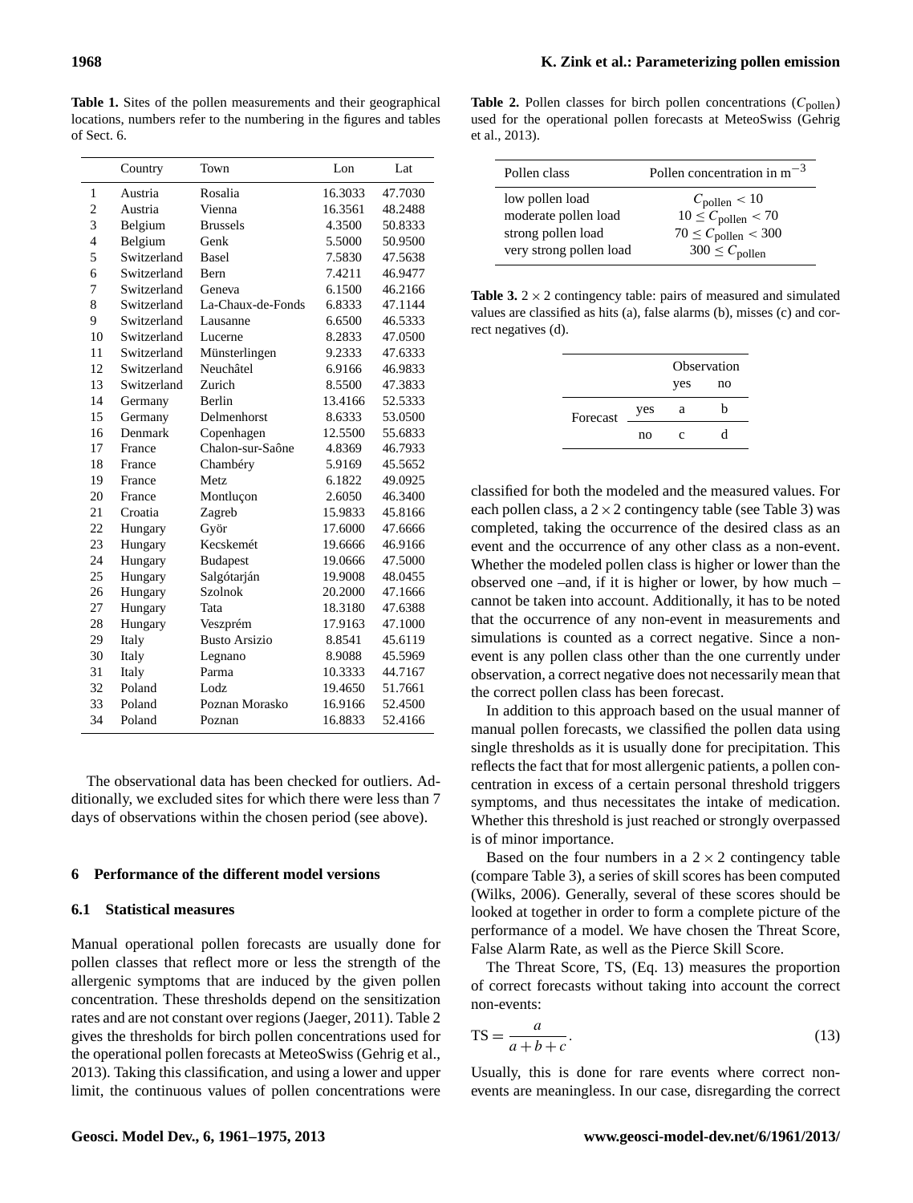**Table 1.** Sites of the pollen measurements and their geographical locations, numbers refer to the numbering in the figures and tables of Sect. 6.

| | Country | Town | Lon | Lat |
|---|---|---|---|---|
| 1 | Austria | Rosalia | 16.3033 | 47.7030 |
| 2 | Austria | Vienna | 16.3561 | 48.2488 |
| 3 | Belgium | Brussels | 4.3500 | 50.8333 |
| 4 | Belgium | Genk | 5.5000 | 50.9500 |
| 5 | Switzerland | Basel | 7.5830 | 47.5638 |
| 6 | Switzerland | Bern | 7.4211 | 46.9477 |
| 7 | Switzerland | Geneva | 6.1500 | 46.2166 |
| 8 | Switzerland | La-Chaux-de-Fonds | 6.8333 | 47.1144 |
| 9 | Switzerland | Lausanne | 6.6500 | 46.5333 |
| 10 | Switzerland | Lucerne | 8.2833 | 47.0500 |
| 11 | Switzerland | Münsterlingen | 9.2333 | 47.6333 |
| 12 | Switzerland | Neuchâtel | 6.9166 | 46.9833 |
| 13 | Switzerland | Zurich | 8.5500 | 47.3833 |
| 14 | Germany | Berlin | 13.4166 | 52.5333 |
| 15 | Germany | Delmenhorst | 8.6333 | 53.0500 |
| 16 | Denmark | Copenhagen | 12.5500 | 55.6833 |
| 17 | France | Chalon-sur-Saône | 4.8369 | 46.7933 |
| 18 | France | Chambéry | 5.9169 | 45.5652 |
| 19 | France | Metz | 6.1822 | 49.0925 |
| 20 | France | Montluçon | 2.6050 | 46.3400 |
| 21 | Croatia | Zagreb | 15.9833 | 45.8166 |
| 22 | Hungary | Györ | 17.6000 | 47.6666 |
| 23 | Hungary | Kecskemét | 19.6666 | 46.9166 |
| 24 | Hungary | Budapest | 19.0666 | 47.5000 |
| 25 | Hungary | Salgótarján | 19.9008 | 48.0455 |
| 26 | Hungary | Szolnok | 20.2000 | 47.1666 |
| 27 | Hungary | Tata | 18.3180 | 47.6388 |
| 28 | Hungary | Veszprém | 17.9163 | 47.1000 |
| 29 | Italy | Busto Arsizio | 8.8541 | 45.6119 |
| 30 | Italy | Legnano | 8.9088 | 45.5969 |
| 31 | Italy | Parma | 10.3333 | 44.7167 |
| 32 | Poland | Lodz | 19.4650 | 51.7661 |
| 33 | Poland | Poznan Morasko | 16.9166 | 52.4500 |
| 34 | Poland | Poznan | 16.8833 | 52.4166 |

The observational data has been checked for outliers. Additionally, we excluded sites for which there were less than 7 days of observations within the chosen period (see above).

## 6 Performance of the different model versions

### 6.1 Statistical measures

Manual operational pollen forecasts are usually done for pollen classes that reflect more or less the strength of the allergenic symptoms that are induced by the given pollen concentration. These thresholds depend on the sensitization rates and are not constant over regions (Jaeger, 2011). Table 2 gives the thresholds for birch pollen concentrations used for the operational pollen forecasts at MeteoSwiss (Gehrig et al., 2013). Taking this classification, and using a lower and upper limit, the continuous values of pollen concentrations were classified for both the modeled and the measured values. For each pollen class, a $2 \times 2$ contingency table (see Table 3) was completed, taking the occurrence of the desired class as an event and the occurrence of any other class as a non-event. Whether the modeled pollen class is higher or lower than the observed one –and, if it is higher or lower, by how much – cannot be taken into account. Additionally, it has to be noted that the occurrence of any non-event in measurements and simulations is counted as a correct negative. Since a non-event is any pollen class other than the one currently under observation, a correct negative does not necessarily mean that the correct pollen class has been forecast.

**Table 2.** Pollen classes for birch pollen concentrations ($C_{\text{pollen}}$) used for the operational pollen forecasts at MeteoSwiss (Gehrig et al., 2013).

| Pollen class | Pollen concentration in $\text{m}^{-3}$ |
|---|---|
| low pollen load | $C_{\text{pollen}} < 10$ |
| moderate pollen load | $10 \leq C_{\text{pollen}} < 70$ |
| strong pollen load | $70 \leq C_{\text{pollen}} < 300$ |
| very strong pollen load | $300 \leq C_{\text{pollen}}$ |

**Table 3.** $2 \times 2$ contingency table: pairs of measured and simulated values are classified as hits (a), false alarms (b), misses (c) and correct negatives (d).

| | | Observation | |
|---|---|---|---|
| | | yes | no |
| Forecast | yes | a | b |
| | no | c | d |

In addition to this approach based on the usual manner of manual pollen forecasts, we classified the pollen data using single thresholds as it is usually done for precipitation. This reflects the fact that for most allergenic patients, a pollen concentration in excess of a certain personal threshold triggers symptoms, and thus necessitates the intake of medication. Whether this threshold is just reached or strongly overpassed is of minor importance.

Based on the four numbers in a $2 \times 2$ contingency table (compare Table 3), a series of skill scores has been computed (Wilks, 2006). Generally, several of these scores should be looked at together in order to form a complete picture of the performance of a model. We have chosen the Threat Score, False Alarm Rate, as well as the Pierce Skill Score.

The Threat Score, TS, (Eq. 13) measures the proportion of correct forecasts without taking into account the correct non-events:

$$\text{TS} = \frac{a}{a+b+c}. \tag{13}$$

Usually, this is done for rare events where correct non-events are meaningless. In our case, disregarding the correct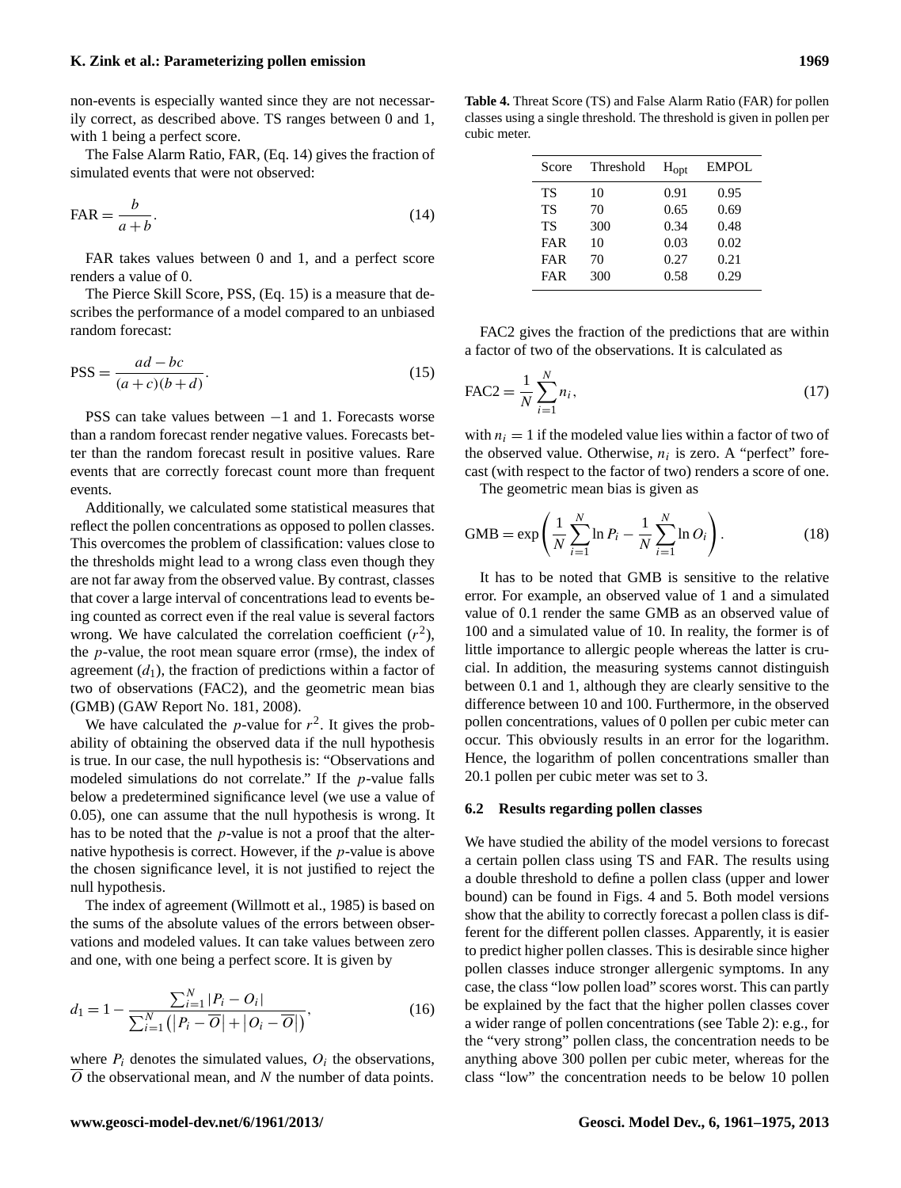non-events is especially wanted since they are not necessarily correct, as described above. TS ranges between 0 and 1, with 1 being a perfect score.

The False Alarm Ratio, FAR, (Eq. 14) gives the fraction of simulated events that were not observed:

$$\mathrm{FAR} = \frac{b}{a+b}. \tag{14}$$

FAR takes values between 0 and 1, and a perfect score renders a value of 0.

The Pierce Skill Score, PSS, (Eq. 15) is a measure that describes the performance of a model compared to an unbiased random forecast:

$$\mathrm{PSS} = \frac{ad - bc}{(a+c)(b+d)}. \tag{15}$$

PSS can take values between $-1$ and 1. Forecasts worse than a random forecast render negative values. Forecasts better than the random forecast result in positive values. Rare events that are correctly forecast count more than frequent events.

Additionally, we calculated some statistical measures that reflect the pollen concentrations as opposed to pollen classes. This overcomes the problem of classification: values close to the thresholds might lead to a wrong class even though they are not far away from the observed value. By contrast, classes that cover a large interval of concentrations lead to events being counted as correct even if the real value is several factors wrong. We have calculated the correlation coefficient ($r^2$), the $p$-value, the root mean square error (rmse), the index of agreement ($d_1$), the fraction of predictions within a factor of two of observations (FAC2), and the geometric mean bias (GMB) (GAW Report No. 181, 2008).

We have calculated the $p$-value for $r^2$. It gives the probability of obtaining the observed data if the null hypothesis is true. In our case, the null hypothesis is: "Observations and modeled simulations do not correlate." If the $p$-value falls below a predetermined significance level (we use a value of 0.05), one can assume that the null hypothesis is wrong. It has to be noted that the $p$-value is not a proof that the alternative hypothesis is correct. However, if the $p$-value is above the chosen significance level, it is not justified to reject the null hypothesis.

The index of agreement (Willmott et al., 1985) is based on the sums of the absolute values of the errors between observations and modeled values. It can take values between zero and one, with one being a perfect score. It is given by

$$d_1 = 1 - \frac{\sum_{i=1}^{N} |P_i - O_i|}{\sum_{i=1}^{N} \left( |P_i - \overline{O}| + |O_i - \overline{O}| \right)}, \tag{16}$$

where $P_i$ denotes the simulated values, $O_i$ the observations, $\overline{O}$ the observational mean, and $N$ the number of data points.

**Table 4.** Threat Score (TS) and False Alarm Ratio (FAR) for pollen classes using a single threshold. The threshold is given in pollen per cubic meter.

| Score | Threshold | $H_{opt}$ | EMPOL |
|---|---|---|---|
| TS | 10 | 0.91 | 0.95 |
| TS | 70 | 0.65 | 0.69 |
| TS | 300 | 0.34 | 0.48 |
| FAR | 10 | 0.03 | 0.02 |
| FAR | 70 | 0.27 | 0.21 |
| FAR | 300 | 0.58 | 0.29 |

FAC2 gives the fraction of the predictions that are within a factor of two of the observations. It is calculated as

$$\mathrm{FAC2} = \frac{1}{N} \sum_{i=1}^{N} n_i, \tag{17}$$

with $n_i = 1$ if the modeled value lies within a factor of two of the observed value. Otherwise, $n_i$ is zero. A "perfect" forecast (with respect to the factor of two) renders a score of one.

The geometric mean bias is given as

$$\mathrm{GMB} = \exp\left( \frac{1}{N} \sum_{i=1}^{N} \ln P_i - \frac{1}{N} \sum_{i=1}^{N} \ln O_i \right). \tag{18}$$

It has to be noted that GMB is sensitive to the relative error. For example, an observed value of 1 and a simulated value of 0.1 render the same GMB as an observed value of 100 and a simulated value of 10. In reality, the former is of little importance to allergic people whereas the latter is crucial. In addition, the measuring systems cannot distinguish between 0.1 and 1, although they are clearly sensitive to the difference between 10 and 100. Furthermore, in the observed pollen concentrations, values of 0 pollen per cubic meter can occur. This obviously results in an error for the logarithm. Hence, the logarithm of pollen concentrations smaller than 20.1 pollen per cubic meter was set to 3.

### 6.2 Results regarding pollen classes

We have studied the ability of the model versions to forecast a certain pollen class using TS and FAR. The results using a double threshold to define a pollen class (upper and lower bound) can be found in Figs. 4 and 5. Both model versions show that the ability to correctly forecast a pollen class is different for the different pollen classes. Apparently, it is easier to predict higher pollen classes. This is desirable since higher pollen classes induce stronger allergenic symptoms. In any case, the class "low pollen load" scores worst. This can partly be explained by the fact that the higher pollen classes cover a wider range of pollen concentrations (see Table 2): e.g., for the "very strong" pollen class, the concentration needs to be anything above 300 pollen per cubic meter, whereas for the class "low" the concentration needs to be below 10 pollen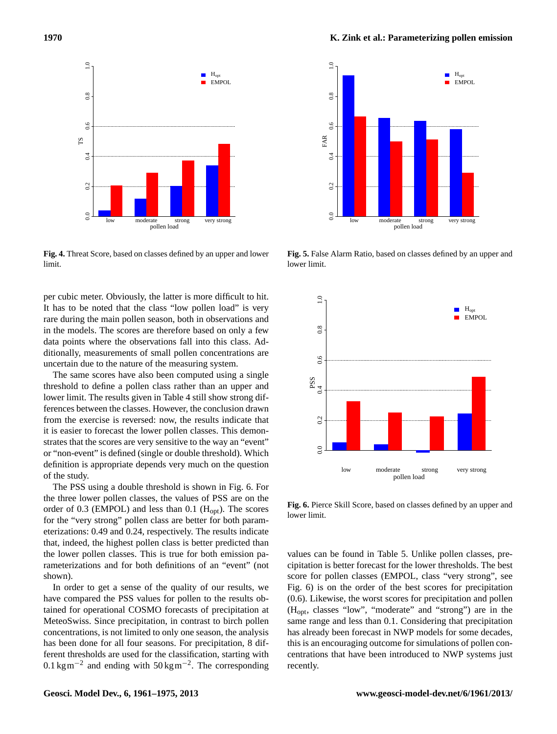**Fig. 4.** Threat Score, based on classes defined by an upper and lower limit.

**Fig. 5.** False Alarm Ratio, based on classes defined by an upper and lower limit.

per cubic meter. Obviously, the latter is more difficult to hit. It has to be noted that the class "low pollen load" is very rare during the main pollen season, both in observations and in the models. The scores are therefore based on only a few data points where the observations fall into this class. Additionally, measurements of small pollen concentrations are uncertain due to the nature of the measuring system.

The same scores have also been computed using a single threshold to define a pollen class rather than an upper and lower limit. The results given in Table 4 still show strong differences between the classes. However, the conclusion drawn from the exercise is reversed: now, the results indicate that it is easier to forecast the lower pollen classes. This demonstrates that the scores are very sensitive to the way an "event" or "non-event" is defined (single or double threshold). Which definition is appropriate depends very much on the question of the study.

The PSS using a double threshold is shown in Fig. 6. For the three lower pollen classes, the values of PSS are on the order of 0.3 (EMPOL) and less than 0.1 ($H_{opt}$). The scores for the "very strong" pollen class are better for both parameterizations: 0.49 and 0.24, respectively. The results indicate that, indeed, the highest pollen class is better predicted than the lower pollen classes. This is true for both emission parameterizations and for both definitions of an "event" (not shown).

In order to get a sense of the quality of our results, we have compared the PSS values for pollen to the results obtained for operational COSMO forecasts of precipitation at MeteoSwiss. Since precipitation, in contrast to birch pollen concentrations, is not limited to only one season, the analysis has been done for all four seasons. For precipitation, 8 different thresholds are used for the classification, starting with $0.1\,\mathrm{kg\,m^{-2}}$ and ending with $50\,\mathrm{kg\,m^{-2}}$. The corresponding values can be found in Table 5. Unlike pollen classes, precipitation is better forecast for the lower thresholds. The best score for pollen classes (EMPOL, class "very strong", see Fig. 6) is on the order of the best scores for precipitation (0.6). Likewise, the worst scores for precipitation and pollen ($H_{opt}$, classes "low", "moderate" and "strong") are in the same range and less than 0.1. Considering that precipitation has already been forecast in NWP models for some decades, this is an encouraging outcome for simulations of pollen concentrations that have been introduced to NWP systems just recently.

**Fig. 6.** Pierce Skill Score, based on classes defined by an upper and lower limit.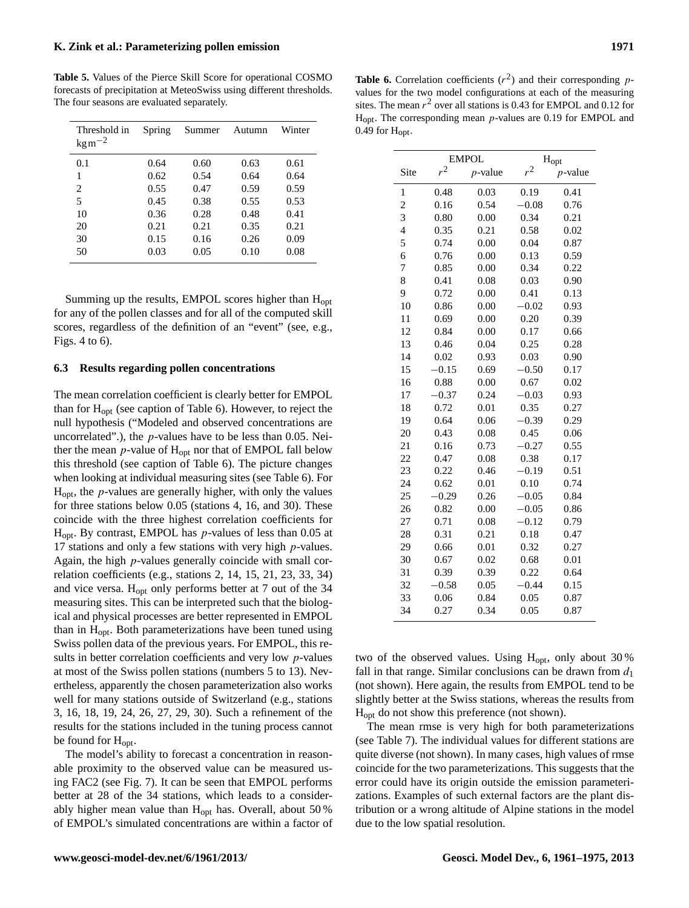**Table 5.** Values of the Pierce Skill Score for operational COSMO forecasts of precipitation at MeteoSwiss using different thresholds. The four seasons are evaluated separately.

| Threshold in $\mathrm{kg\,m^{-2}}$ | Spring | Summer | Autumn | Winter |
|---|---|---|---|---|
| 0.1 | 0.64 | 0.60 | 0.63 | 0.61 |
| 1 | 0.62 | 0.54 | 0.64 | 0.64 |
| 2 | 0.55 | 0.47 | 0.59 | 0.59 |
| 5 | 0.45 | 0.38 | 0.55 | 0.53 |
| 10 | 0.36 | 0.28 | 0.48 | 0.41 |
| 20 | 0.21 | 0.21 | 0.35 | 0.21 |
| 30 | 0.15 | 0.16 | 0.26 | 0.09 |
| 50 | 0.03 | 0.05 | 0.10 | 0.08 |

Summing up the results, EMPOL scores higher than $H_{opt}$ for any of the pollen classes and for all of the computed skill scores, regardless of the definition of an "event" (see, e.g., Figs. 4 to 6).

### 6.3 Results regarding pollen concentrations

The mean correlation coefficient is clearly better for EMPOL than for $H_{opt}$ (see caption of Table 6). However, to reject the null hypothesis ("Modeled and observed concentrations are uncorrelated".), the $p$-values have to be less than 0.05. Neither the mean $p$-value of $H_{opt}$ nor that of EMPOL fall below this threshold (see caption of Table 6). The picture changes when looking at individual measuring sites (see Table 6). For $H_{opt}$, the $p$-values are generally higher, with only the values for three stations below 0.05 (stations 4, 16, and 30). These coincide with the three highest correlation coefficients for $H_{opt}$. By contrast, EMPOL has $p$-values of less than 0.05 at 17 stations and only a few stations with very high $p$-values. Again, the high $p$-values generally coincide with small correlation coefficients (e.g., stations 2, 14, 15, 21, 23, 33, 34) and vice versa. $H_{opt}$ only performs better at 7 out of the 34 measuring sites. This can be interpreted such that the biological and physical processes are better represented in EMPOL than in $H_{opt}$. Both parameterizations have been tuned using Swiss pollen data of the previous years. For EMPOL, this results in better correlation coefficients and very low $p$-values at most of the Swiss pollen stations (numbers 5 to 13). Nevertheless, apparently the chosen parameterization also works well for many stations outside of Switzerland (e.g., stations 3, 16, 18, 19, 24, 26, 27, 29, 30). Such a refinement of the results for the stations included in the tuning process cannot be found for $H_{opt}$.

The model's ability to forecast a concentration in reasonable proximity to the observed value can be measured using FAC2 (see Fig. 7). It can be seen that EMPOL performs better at 28 of the 34 stations, which leads to a considerably higher mean value than $H_{opt}$ has. Overall, about 50 % of EMPOL's simulated concentrations are within a factor of two of the observed values. Using $H_{opt}$, only about 30 % fall in that range. Similar conclusions can be drawn from $d_1$ (not shown). Here again, the results from EMPOL tend to be slightly better at the Swiss stations, whereas the results from $H_{opt}$ do not show this preference (not shown).

The mean rmse is very high for both parameterizations (see Table 7). The individual values for different stations are quite diverse (not shown). In many cases, high values of rmse coincide for the two parameterizations. This suggests that the error could have its origin outside the emission parameterizations. Examples of such external factors are the plant distribution or a wrong altitude of Alpine stations in the model due to the low spatial resolution.

**Table 6.** Correlation coefficients ($r^2$) and their corresponding $p$-values for the two model configurations at each of the measuring sites. The mean $r^2$ over all stations is 0.43 for EMPOL and 0.12 for $H_{opt}$. The corresponding mean $p$-values are 0.19 for EMPOL and 0.49 for $H_{opt}$.

| | EMPOL | | $H_{opt}$ | |
|---|---|---|---|---|
| Site | $r^2$ | $p$-value | $r^2$ | $p$-value |
| 1 | 0.48 | 0.03 | 0.19 | 0.41 |
| 2 | 0.16 | 0.54 | −0.08 | 0.76 |
| 3 | 0.80 | 0.00 | 0.34 | 0.21 |
| 4 | 0.35 | 0.21 | 0.58 | 0.02 |
| 5 | 0.74 | 0.00 | 0.04 | 0.87 |
| 6 | 0.76 | 0.00 | 0.13 | 0.59 |
| 7 | 0.85 | 0.00 | 0.34 | 0.22 |
| 8 | 0.41 | 0.08 | 0.03 | 0.90 |
| 9 | 0.72 | 0.00 | 0.41 | 0.13 |
| 10 | 0.86 | 0.00 | −0.02 | 0.93 |
| 11 | 0.69 | 0.00 | 0.20 | 0.39 |
| 12 | 0.84 | 0.00 | 0.17 | 0.66 |
| 13 | 0.46 | 0.04 | 0.25 | 0.28 |
| 14 | 0.02 | 0.93 | 0.03 | 0.90 |
| 15 | −0.15 | 0.69 | −0.50 | 0.17 |
| 16 | 0.88 | 0.00 | 0.67 | 0.02 |
| 17 | −0.37 | 0.24 | −0.03 | 0.93 |
| 18 | 0.72 | 0.01 | 0.35 | 0.27 |
| 19 | 0.64 | 0.06 | −0.39 | 0.29 |
| 20 | 0.43 | 0.08 | 0.45 | 0.06 |
| 21 | 0.16 | 0.73 | −0.27 | 0.55 |
| 22 | 0.47 | 0.08 | 0.38 | 0.17 |
| 23 | 0.22 | 0.46 | −0.19 | 0.51 |
| 24 | 0.62 | 0.01 | 0.10 | 0.74 |
| 25 | −0.29 | 0.26 | −0.05 | 0.84 |
| 26 | 0.82 | 0.00 | −0.05 | 0.86 |
| 27 | 0.71 | 0.08 | −0.12 | 0.79 |
| 28 | 0.31 | 0.21 | 0.18 | 0.47 |
| 29 | 0.66 | 0.01 | 0.32 | 0.27 |
| 30 | 0.67 | 0.02 | 0.68 | 0.01 |
| 31 | 0.39 | 0.39 | 0.22 | 0.64 |
| 32 | −0.58 | 0.05 | −0.44 | 0.15 |
| 33 | 0.06 | 0.84 | 0.05 | 0.87 |
| 34 | 0.27 | 0.34 | 0.05 | 0.87 |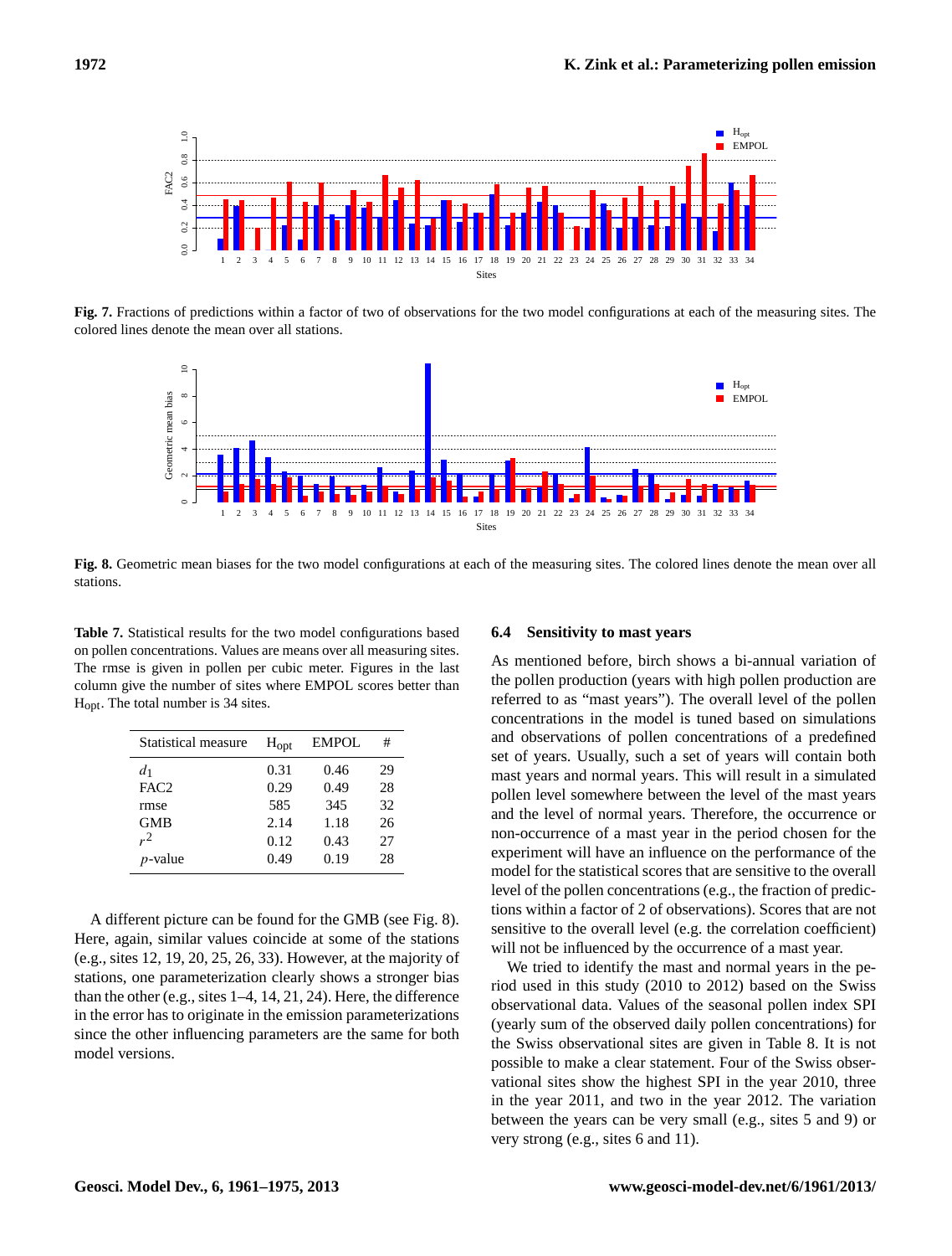**Fig. 7.** Fractions of predictions within a factor of two of observations for the two model configurations at each of the measuring sites. The colored lines denote the mean over all stations.

**Fig. 8.** Geometric mean biases for the two model configurations at each of the measuring sites. The colored lines denote the mean over all stations.

**Table 7.** Statistical results for the two model configurations based on pollen concentrations. Values are means over all measuring sites. The rmse is given in pollen per cubic meter. Figures in the last column give the number of sites where EMPOL scores better than $H_{opt}$. The total number is 34 sites.

| Statistical measure | $H_{opt}$ | EMPOL | # |
|---|---|---|---|
| $d_1$ | 0.31 | 0.46 | 29 |
| FAC2 | 0.29 | 0.49 | 28 |
| rmse | 585 | 345 | 32 |
| GMB | 2.14 | 1.18 | 26 |
| $r^2$ | 0.12 | 0.43 | 27 |
| $p$-value | 0.49 | 0.19 | 28 |

A different picture can be found for the GMB (see Fig. 8). Here, again, similar values coincide at some of the stations (e.g., sites 12, 19, 20, 25, 26, 33). However, at the majority of stations, one parameterization clearly shows a stronger bias than the other (e.g., sites 1–4, 14, 21, 24). Here, the difference in the error has to originate in the emission parameterizations since the other influencing parameters are the same for both model versions.

### 6.4 Sensitivity to mast years

As mentioned before, birch shows a bi-annual variation of the pollen production (years with high pollen production are referred to as "mast years"). The overall level of the pollen concentrations in the model is tuned based on simulations and observations of pollen concentrations of a predefined set of years. Usually, such a set of years will contain both mast years and normal years. This will result in a simulated pollen level somewhere between the level of the mast years and the level of normal years. Therefore, the occurrence or non-occurrence of a mast year in the period chosen for the experiment will have an influence on the performance of the model for the statistical scores that are sensitive to the overall level of the pollen concentrations (e.g., the fraction of predictions within a factor of 2 of observations). Scores that are not sensitive to the overall level (e.g. the correlation coefficient) will not be influenced by the occurrence of a mast year.

We tried to identify the mast and normal years in the period used in this study (2010 to 2012) based on the Swiss observational data. Values of the seasonal pollen index SPI (yearly sum of the observed daily pollen concentrations) for the Swiss observational sites are given in Table 8. It is not possible to make a clear statement. Four of the Swiss observational sites show the highest SPI in the year 2010, three in the year 2011, and two in the year 2012. The variation between the years can be very small (e.g., sites 5 and 9) or very strong (e.g., sites 6 and 11).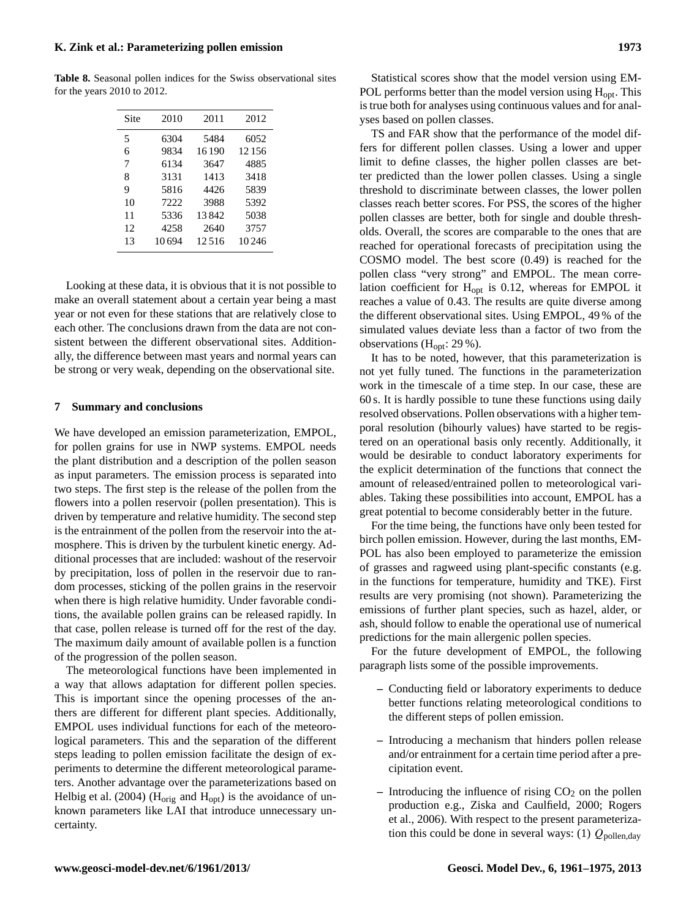**Table 8.** Seasonal pollen indices for the Swiss observational sites for the years 2010 to 2012.

| Site | 2010 | 2011 | 2012 |
|---|---|---|---|
| 5 | 6304 | 5484 | 6052 |
| 6 | 9834 | 16 190 | 12 156 |
| 7 | 6134 | 3647 | 4885 |
| 8 | 3131 | 1413 | 3418 |
| 9 | 5816 | 4426 | 5839 |
| 10 | 7222 | 3988 | 5392 |
| 11 | 5336 | 13 842 | 5038 |
| 12 | 4258 | 2640 | 3757 |
| 13 | 10 694 | 12 516 | 10 246 |

Looking at these data, it is obvious that it is not possible to make an overall statement about a certain year being a mast year or not even for these stations that are relatively close to each other. The conclusions drawn from the data are not consistent between the different observational sites. Additionally, the difference between mast years and normal years can be strong or very weak, depending on the observational site.

## 7 Summary and conclusions

We have developed an emission parameterization, EMPOL, for pollen grains for use in NWP systems. EMPOL needs the plant distribution and a description of the pollen season as input parameters. The emission process is separated into two steps. The first step is the release of the pollen from the flowers into a pollen reservoir (pollen presentation). This is driven by temperature and relative humidity. The second step is the entrainment of the pollen from the reservoir into the atmosphere. This is driven by the turbulent kinetic energy. Additional processes that are included: washout of the reservoir by precipitation, loss of pollen in the reservoir due to random processes, sticking of the pollen grains in the reservoir when there is high relative humidity. Under favorable conditions, the available pollen grains can be released rapidly. In that case, pollen release is turned off for the rest of the day. The maximum daily amount of available pollen is a function of the progression of the pollen season.

The meteorological functions have been implemented in a way that allows adaptation for different pollen species. This is important since the opening processes of the anthers are different for different plant species. Additionally, EMPOL uses individual functions for each of the meteorological parameters. This and the separation of the different steps leading to pollen emission facilitate the design of experiments to determine the different meteorological parameters. Another advantage over the parameterizations based on Helbig et al. (2004) ($H_{orig}$ and $H_{opt}$) is the avoidance of unknown parameters like LAI that introduce unnecessary uncertainty.

Statistical scores show that the model version using EMPOL performs better than the model version using $H_{opt}$. This is true both for analyses using continuous values and for analyses based on pollen classes.

TS and FAR show that the performance of the model differs for different pollen classes. Using a lower and upper limit to define classes, the higher pollen classes are better predicted than the lower pollen classes. Using a single threshold to discriminate between classes, the lower pollen classes reach better scores. For PSS, the scores of the higher pollen classes are better, both for single and double thresholds. Overall, the scores are comparable to the ones that are reached for operational forecasts of precipitation using the COSMO model. The best score (0.49) is reached for the pollen class "very strong" and EMPOL. The mean correlation coefficient for $H_{opt}$ is 0.12, whereas for EMPOL it reaches a value of 0.43. The results are quite diverse among the different observational sites. Using EMPOL, 49 % of the simulated values deviate less than a factor of two from the observations ($H_{opt}$: 29 %).

It has to be noted, however, that this parameterization is not yet fully tuned. The functions in the parameterization work in the timescale of a time step. In our case, these are 60 s. It is hardly possible to tune these functions using daily resolved observations. Pollen observations with a higher temporal resolution (bihourly values) have started to be registered on an operational basis only recently. Additionally, it would be desirable to conduct laboratory experiments for the explicit determination of the functions that connect the amount of released/entrained pollen to meteorological variables. Taking these possibilities into account, EMPOL has a great potential to become considerably better in the future.

For the time being, the functions have only been tested for birch pollen emission. However, during the last months, EMPOL has also been employed to parameterize the emission of grasses and ragweed using plant-specific constants (e.g. in the functions for temperature, humidity and TKE). First results are very promising (not shown). Parameterizing the emissions of further plant species, such as hazel, alder, or ash, should follow to enable the operational use of numerical predictions for the main allergenic pollen species.

For the future development of EMPOL, the following paragraph lists some of the possible improvements.

- Conducting field or laboratory experiments to deduce better functions relating meteorological conditions to the different steps of pollen emission.
- Introducing a mechanism that hinders pollen release and/or entrainment for a certain time period after a precipitation event.
- Introducing the influence of rising $CO_2$ on the pollen production e.g., Ziska and Caulfield, 2000; Rogers et al., 2006). With respect to the present parameterization this could be done in several ways: (1) $Q_{pollen,day}$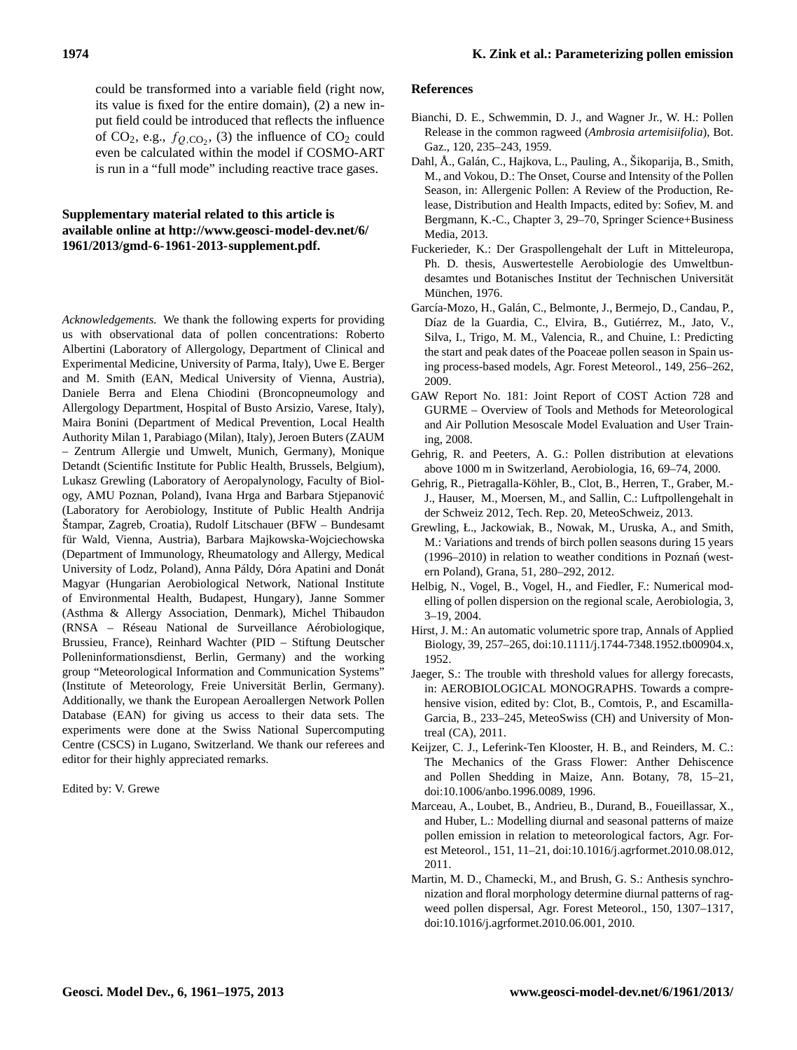could be transformed into a variable field (right now, its value is fixed for the entire domain), (2) a new input field could be introduced that reflects the influence of $CO_2$, e.g., $f_{Q,CO_2}$, (3) the influence of $CO_2$ could even be calculated within the model if COSMO-ART is run in a "full mode" including reactive trace gases.

**Supplementary material related to this article is available online at http://www.geosci-model-dev.net/6/1961/2013/gmd-6-1961-2013-supplement.pdf.**

*Acknowledgements.* We thank the following experts for providing us with observational data of pollen concentrations: Roberto Albertini (Laboratory of Allergology, Department of Clinical and Experimental Medicine, University of Parma, Italy), Uwe E. Berger and M. Smith (EAN, Medical University of Vienna, Austria), Daniele Berra and Elena Chiodini (Broncopneumology and Allergology Department, Hospital of Busto Arsizio, Varese, Italy), Maira Bonini (Department of Medical Prevention, Local Health Authority Milan 1, Parabiago (Milan), Italy), Jeroen Buters (ZAUM – Zentrum Allergie und Umwelt, Munich, Germany), Monique Detandt (Scientific Institute for Public Health, Brussels, Belgium), Lukasz Grewling (Laboratory of Aeropalynology, Faculty of Biology, AMU Poznan, Poland), Ivana Hrga and Barbara Stjepanović (Laboratory for Aerobiology, Institute of Public Health Andrija Štampar, Zagreb, Croatia), Rudolf Litschauer (BFW – Bundesamt für Wald, Vienna, Austria), Barbara Majkowska-Wojciechowska (Department of Immunology, Rheumatology and Allergy, Medical University of Lodz, Poland), Anna Páldy, Dóra Apatini and Donát Magyar (Hungarian Aerobiological Network, National Institute of Environmental Health, Budapest, Hungary), Janne Sommer (Asthma & Allergy Association, Denmark), Michel Thibaudon (RNSA – Réseau National de Surveillance Aérobiologique, Brussieu, France), Reinhard Wachter (PID – Stiftung Deutscher Polleninformationsdienst, Berlin, Germany) and the working group "Meteorological Information and Communication Systems" (Institute of Meteorology, Freie Universität Berlin, Germany). Additionally, we thank the European Aeroallergen Network Pollen Database (EAN) for giving us access to their data sets. The experiments were done at the Swiss National Supercomputing Centre (CSCS) in Lugano, Switzerland. We thank our referees and editor for their highly appreciated remarks.

Edited by: V. Grewe

## References

Bianchi, D. E., Schwemmin, D. J., and Wagner Jr., W. H.: Pollen Release in the common ragweed (*Ambrosia artemisiifolia*), Bot. Gaz., 120, 235–243, 1959.

Dahl, Å., Galán, C., Hajkova, L., Pauling, A., Šikoparija, B., Smith, M., and Vokou, D.: The Onset, Course and Intensity of the Pollen Season, in: Allergenic Pollen: A Review of the Production, Release, Distribution and Health Impacts, edited by: Sofiev, M. and Bergmann, K.-C., Chapter 3, 29–70, Springer Science+Business Media, 2013.

Fuckerieder, K.: Der Graspollengehalt der Luft in Mitteleuropa, Ph. D. thesis, Auswertestelle Aerobiologie des Umweltbundesamtes und Botanisches Institut der Technischen Universität München, 1976.

García-Mozo, H., Galán, C., Belmonte, J., Bermejo, D., Candau, P., Díaz de la Guardia, C., Elvira, B., Gutiérrez, M., Jato, V., Silva, I., Trigo, M. M., Valencia, R., and Chuine, I.: Predicting the start and peak dates of the Poaceae pollen season in Spain using process-based models, Agr. Forest Meteorol., 149, 256–262, 2009.

GAW Report No. 181: Joint Report of COST Action 728 and GURME – Overview of Tools and Methods for Meteorological and Air Pollution Mesoscale Model Evaluation and User Training, 2008.

Gehrig, R. and Peeters, A. G.: Pollen distribution at elevations above 1000 m in Switzerland, Aerobiologia, 16, 69–74, 2000.

Gehrig, R., Pietragalla-Köhler, B., Clot, B., Herren, T., Graber, M.-J., Hauser, M., Moersen, M., and Sallin, C.: Luftpollengehalt in der Schweiz 2012, Tech. Rep. 20, MeteoSchweiz, 2013.

Grewling, Ł., Jackowiak, B., Nowak, M., Uruska, A., and Smith, M.: Variations and trends of birch pollen seasons during 15 years (1996–2010) in relation to weather conditions in Poznań (western Poland), Grana, 51, 280–292, 2012.

Helbig, N., Vogel, B., Vogel, H., and Fiedler, F.: Numerical modelling of pollen dispersion on the regional scale, Aerobiologia, 3, 3–19, 2004.

Hirst, J. M.: An automatic volumetric spore trap, Annals of Applied Biology, 39, 257–265, doi:10.1111/j.1744-7348.1952.tb00904.x, 1952.

Jaeger, S.: The trouble with threshold values for allergy forecasts, in: AEROBIOLOGICAL MONOGRAPHS. Towards a comprehensive vision, edited by: Clot, B., Comtois, P., and Escamilla-Garcia, B., 233–245, MeteoSwiss (CH) and University of Montreal (CA), 2011.

Keijzer, C. J., Leferink-Ten Klooster, H. B., and Reinders, M. C.: The Mechanics of the Grass Flower: Anther Dehiscence and Pollen Shedding in Maize, Ann. Botany, 78, 15–21, doi:10.1006/anbo.1996.0089, 1996.

Marceau, A., Loubet, B., Andrieu, B., Durand, B., Foueillassar, X., and Huber, L.: Modelling diurnal and seasonal patterns of maize pollen emission in relation to meteorological factors, Agr. Forest Meteorol., 151, 11–21, doi:10.1016/j.agrformet.2010.08.012, 2011.

Martin, M. D., Chamecki, M., and Brush, G. S.: Anthesis synchronization and floral morphology determine diurnal patterns of ragweed pollen dispersal, Agr. Forest Meteorol., 150, 1307–1317, doi:10.1016/j.agrformet.2010.06.001, 2010.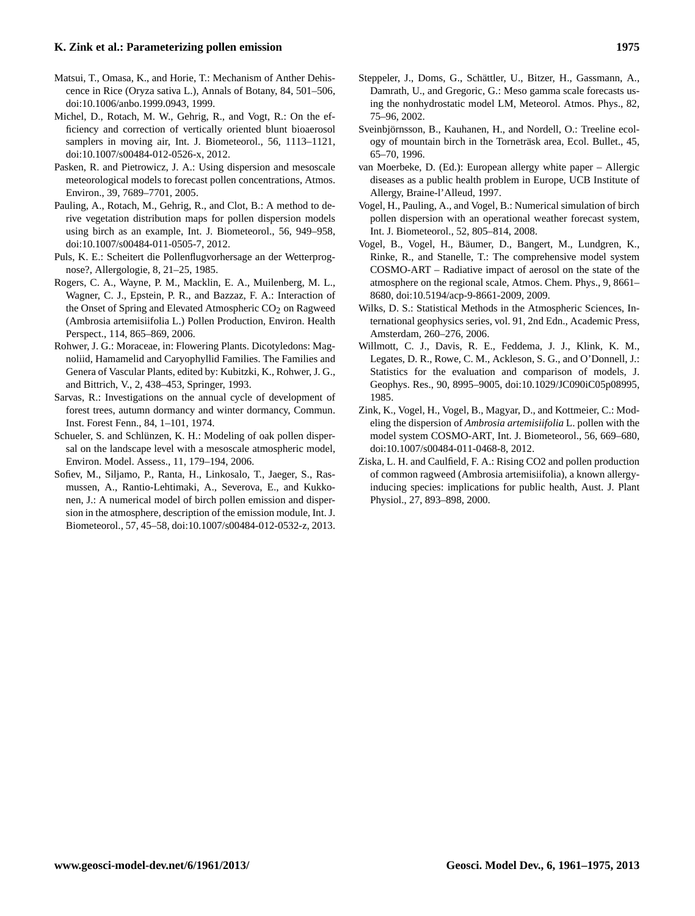Matsui, T., Omasa, K., and Horie, T.: Mechanism of Anther Dehiscence in Rice (Oryza sativa L.), Annals of Botany, 84, 501–506, doi:10.1006/anbo.1999.0943, 1999.

Michel, D., Rotach, M. W., Gehrig, R., and Vogt, R.: On the efficiency and correction of vertically oriented blunt bioaerosol samplers in moving air, Int. J. Biometeorol., 56, 1113–1121, doi:10.1007/s00484-012-0526-x, 2012.

Pasken, R. and Pietrowicz, J. A.: Using dispersion and mesoscale meteorological models to forecast pollen concentrations, Atmos. Environ., 39, 7689–7701, 2005.

Pauling, A., Rotach, M., Gehrig, R., and Clot, B.: A method to derive vegetation distribution maps for pollen dispersion models using birch as an example, Int. J. Biometeorol., 56, 949–958, doi:10.1007/s00484-011-0505-7, 2012.

Puls, K. E.: Scheitert die Pollenflugvorhersage an der Wetterprognose?, Allergologie, 8, 21–25, 1985.

Rogers, C. A., Wayne, P. M., Macklin, E. A., Muilenberg, M. L., Wagner, C. J., Epstein, P. R., and Bazzaz, F. A.: Interaction of the Onset of Spring and Elevated Atmospheric $CO_2$ on Ragweed (Ambrosia artemisiifolia L.) Pollen Production, Environ. Health Perspect., 114, 865–869, 2006.

Rohwer, J. G.: Moraceae, in: Flowering Plants. Dicotyledons: Magnoliid, Hamamelid and Caryophyllid Families. The Families and Genera of Vascular Plants, edited by: Kubitzki, K., Rohwer, J. G., and Bittrich, V., 2, 438–453, Springer, 1993.

Sarvas, R.: Investigations on the annual cycle of development of forest trees, autumn dormancy and winter dormancy, Commun. Inst. Forest Fenn., 84, 1–101, 1974.

Schueler, S. and Schlünzen, K. H.: Modeling of oak pollen dispersal on the landscape level with a mesoscale atmospheric model, Environ. Model. Assess., 11, 179–194, 2006.

Sofiev, M., Siljamo, P., Ranta, H., Linkosalo, T., Jaeger, S., Rasmussen, A., Rantio-Lehtimaki, A., Severova, E., and Kukkonen, J.: A numerical model of birch pollen emission and dispersion in the atmosphere, description of the emission module, Int. J. Biometeorol., 57, 45–58, doi:10.1007/s00484-012-0532-z, 2013.

Steppeler, J., Doms, G., Schättler, U., Bitzer, H., Gassmann, A., Damrath, U., and Gregoric, G.: Meso gamma scale forecasts using the nonhydrostatic model LM, Meteorol. Atmos. Phys., 82, 75–96, 2002.

Sveinbjörnsson, B., Kauhanen, H., and Nordell, O.: Treeline ecology of mountain birch in the Torneträsk area, Ecol. Bullet., 45, 65–70, 1996.

van Moerbeke, D. (Ed.): European allergy white paper – Allergic diseases as a public health problem in Europe, UCB Institute of Allergy, Braine-l'Alleud, 1997.

Vogel, H., Pauling, A., and Vogel, B.: Numerical simulation of birch pollen dispersion with an operational weather forecast system, Int. J. Biometeorol., 52, 805–814, 2008.

Vogel, B., Vogel, H., Bäumer, D., Bangert, M., Lundgren, K., Rinke, R., and Stanelle, T.: The comprehensive model system COSMO-ART – Radiative impact of aerosol on the state of the atmosphere on the regional scale, Atmos. Chem. Phys., 9, 8661–8680, doi:10.5194/acp-9-8661-2009, 2009.

Wilks, D. S.: Statistical Methods in the Atmospheric Sciences, International geophysics series, vol. 91, 2nd Edn., Academic Press, Amsterdam, 260–276, 2006.

Willmott, C. J., Davis, R. E., Feddema, J. J., Klink, K. M., Legates, D. R., Rowe, C. M., Ackleson, S. G., and O'Donnell, J.: Statistics for the evaluation and comparison of models, J. Geophys. Res., 90, 8995–9005, doi:10.1029/JC090iC05p08995, 1985.

Zink, K., Vogel, H., Vogel, B., Magyar, D., and Kottmeier, C.: Modeling the dispersion of *Ambrosia artemisiifolia* L. pollen with the model system COSMO-ART, Int. J. Biometeorol., 56, 669–680, doi:10.1007/s00484-011-0468-8, 2012.

Ziska, L. H. and Caulfield, F. A.: Rising CO2 and pollen production of common ragweed (Ambrosia artemisiifolia), a known allergy-inducing species: implications for public health, Aust. J. Plant Physiol., 27, 893–898, 2000.